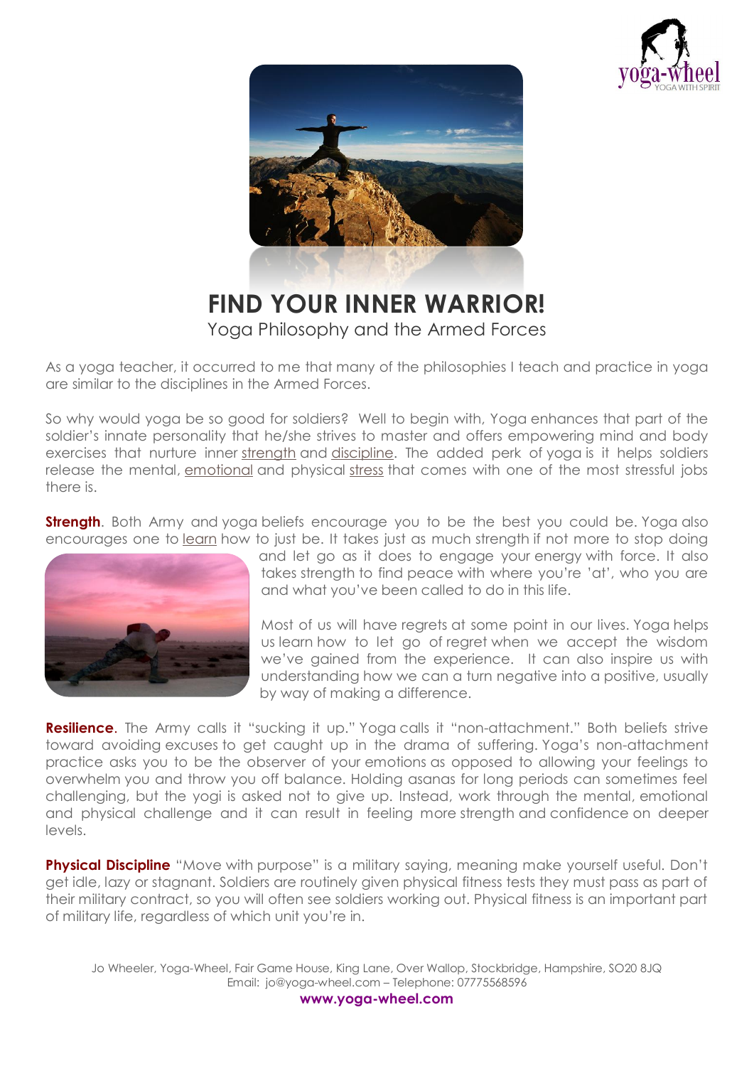# FIND YOUR INNER WARRIOR!

Yoga Philosophy and the Armed Forces

As a yoga teacher, it occurred to me that many of the philosophies I teach and practice in yoga are similar to the disciplines in the Armed Forces.

So why would yoga be so good for soldiers? Well to begin with, Yoga enhances that part of the soldier's innate personality that he/she strives to master and offers empowering mind and body exercises that nurture inner strength and discipline. The added perk of yoga is it helps soldiers release the mental, emotional and physical stress that comes with one of the most stressful jobs there is.

**Strength**. Both Army and yoga beliefs encourage you to be the best you could be. Yoga also encourages one to learn how to just be. It takes just as much strength if not more to stop doing and let go as it does to engage your energy with force. It also takes strength to find peace with where you're 'at', who you are and what you've been called to do in this life.

Most of us will have regrets at some point in our lives. Yoga helps us learn how to let go of regret when we accept the wisdom we've gained from the experience. It can also inspire us with understanding how we can a turn negative into a positive, usually by way of making a difference.

**Resilience**. The Army calls it "sucking it up." Yoga calls it "non-attachment." Both beliefs strive toward avoiding excuses to get caught up in the drama of suffering. Yoga's non-attachment practice asks you to be the observer of your emotions as opposed to allowing your feelings to overwhelm you and throw you off balance. Holding asanas for long periods can sometimes feel challenging, but the yogi is asked not to give up. Instead, work through the mental, emotional and physical challenge and it can result in feeling more strength and confidence on deeper levels.

**Physical Discipline** "Move with purpose" is a military saying, meaning make yourself useful. Don't get idle, lazy or stagnant. Soldiers are routinely given physical fitness tests they must pass as part of their military contract, so you will often see soldiers working out. Physical fitness is an important part of military life, regardless of which unit you're in.

Jo Wheeler, Yoga-Wheel, Fair Game House, King Lane, Over Wallop, Stockbridge, Hampshire, SO20 8JQ
Email: jo@yoga-wheel.com – Telephone: 07775568596
**www.yoga-wheel.com**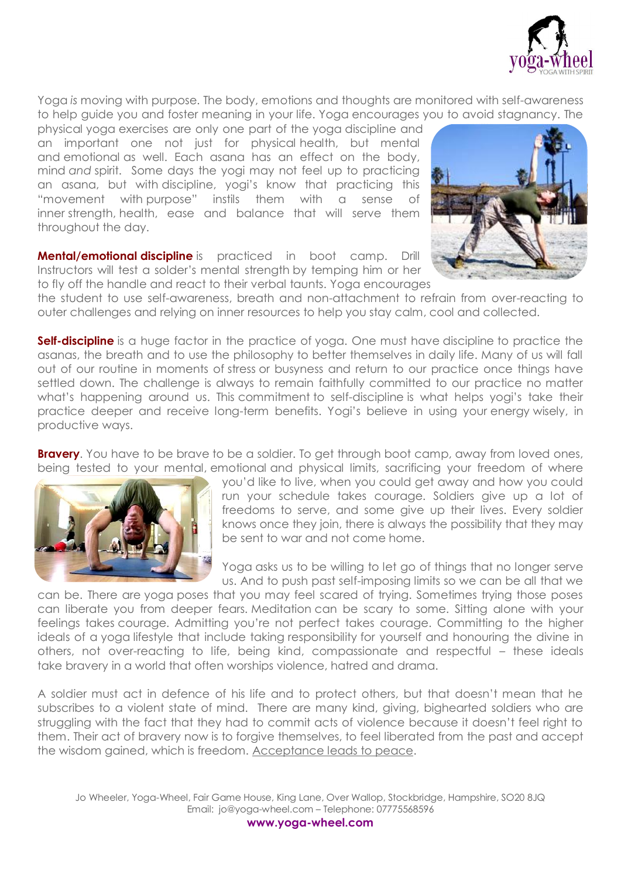Yoga *is* moving with purpose. The body, emotions and thoughts are monitored with self-awareness to help guide you and foster meaning in your life. Yoga encourages you to avoid stagnancy. The physical yoga exercises are only one part of the yoga discipline and an important one not just for physical health, but mental and emotional as well. Each asana has an effect on the body, mind *and* spirit. Some days the yogi may not feel up to practicing an asana, but with discipline, yogi's know that practicing this "movement with purpose" instils them with a sense of inner strength, health, ease and balance that will serve them throughout the day.

**Mental/emotional discipline** is practiced in boot camp. Drill Instructors will test a solder's mental strength by temping him or her to fly off the handle and react to their verbal taunts. Yoga encourages the student to use self-awareness, breath and non-attachment to refrain from over-reacting to outer challenges and relying on inner resources to help you stay calm, cool and collected.

**Self-discipline** is a huge factor in the practice of yoga. One must have discipline to practice the asanas, the breath and to use the philosophy to better themselves in daily life. Many of us will fall out of our routine in moments of stress or busyness and return to our practice once things have settled down. The challenge is always to remain faithfully committed to our practice no matter what's happening around us. This commitment to self-discipline is what helps yogi's take their practice deeper and receive long-term benefits. Yogi's believe in using your energy wisely, in productive ways.

**Bravery**. You have to be brave to be a soldier. To get through boot camp, away from loved ones, being tested to your mental, emotional and physical limits, sacrificing your freedom of where you'd like to live, when you could get away and how you could run your schedule takes courage. Soldiers give up a lot of freedoms to serve, and some give up their lives. Every soldier knows once they join, there is always the possibility that they may be sent to war and not come home.

Yoga asks us to be willing to let go of things that no longer serve us. And to push past self-imposing limits so we can be all that we can be. There are yoga poses that you may feel scared of trying. Sometimes trying those poses can liberate you from deeper fears. Meditation can be scary to some. Sitting alone with your feelings takes courage. Admitting you're not perfect takes courage. Committing to the higher ideals of a yoga lifestyle that include taking responsibility for yourself and honouring the divine in others, not over-reacting to life, being kind, compassionate and respectful – these ideals take bravery in a world that often worships violence, hatred and drama.

A soldier must act in defence of his life and to protect others, but that doesn't mean that he subscribes to a violent state of mind. There are many kind, giving, bighearted soldiers who are struggling with the fact that they had to commit acts of violence because it doesn't feel right to them. Their act of bravery now is to forgive themselves, to feel liberated from the past and accept the wisdom gained, which is freedom. Acceptance leads to peace.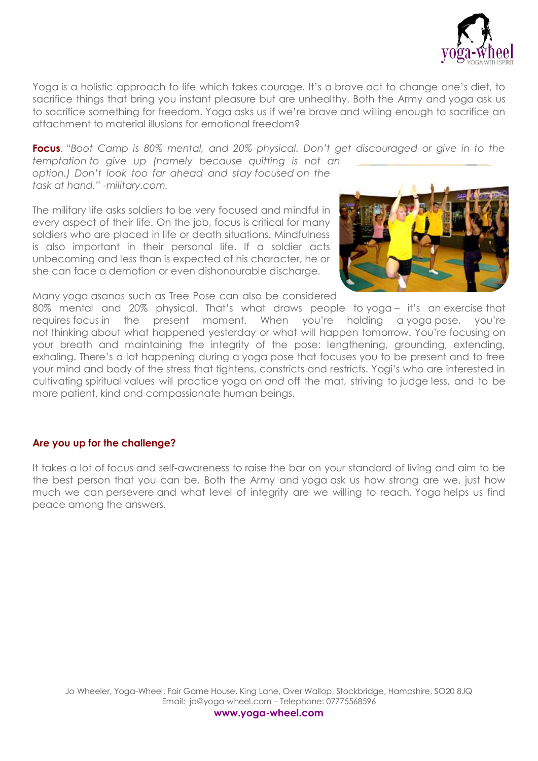Yoga is a holistic approach to life which takes courage. It's a brave act to change one's diet, to sacrifice things that bring you instant pleasure but are unhealthy. Both the Army and yoga ask us to sacrifice something for freedom. Yoga asks us if we're brave and willing enough to sacrifice an attachment to material illusions for emotional freedom?

**Focus**. *"Boot Camp is 80% mental, and 20% physical. Don't get discouraged or give in to the temptation to give up (namely because quitting is not an option.) Don't look too far ahead and stay focused on the task at hand." -military.com.*

The military life asks soldiers to be very focused and mindful in every aspect of their life. On the job, focus is critical for many soldiers who are placed in life or death situations. Mindfulness is also important in their personal life. If a soldier acts unbecoming and less than is expected of his character, he or she can face a demotion or even dishonourable discharge.

Many yoga asanas such as Tree Pose can also be considered 80% mental and 20% physical. That's what draws people to yoga – it's an exercise that requires focus in the present moment. When you're holding a yoga pose, you're not thinking about what happened yesterday or what will happen tomorrow. You're focusing on your breath and maintaining the integrity of the pose: lengthening, grounding, extending, exhaling. There's a lot happening during a yoga pose that focuses you to be present and to free your mind and body of the stress that tightens, constricts and restricts. Yogi's who are interested in cultivating spiritual values will practice yoga on *and* off the mat, striving to judge less, and to be more patient, kind and compassionate human beings.

### Are you up for the challenge?

It takes a lot of focus and self-awareness to raise the bar on your standard of living and aim to be the best person that you can be. Both the Army and yoga ask us how strong are we, just how much we can persevere and what level of integrity are we willing to reach. Yoga helps us find peace among the answers.

Jo Wheeler, Yoga-Wheel, Fair Game House, King Lane, Over Wallop, Stockbridge, Hampshire, SO20 8JQ
Email: jo@yoga-wheel.com – Telephone: 07775568596
**www.yoga-wheel.com**